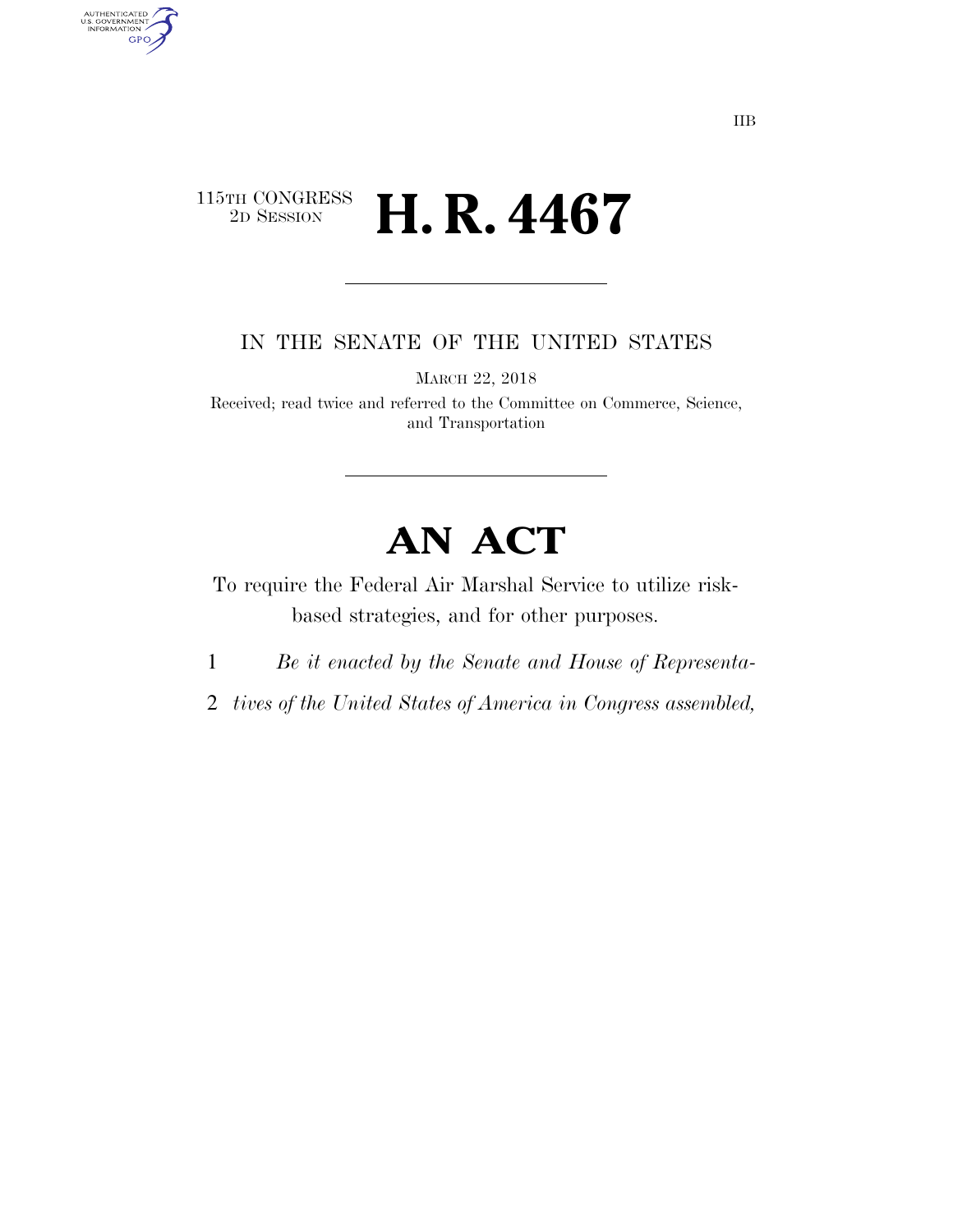IIB

115TH CONGRESS
2D SESSION

# H. R. 4467

IN THE SENATE OF THE UNITED STATES

MARCH 22, 2018

Received; read twice and referred to the Committee on Commerce, Science, and Transportation

# AN ACT

To require the Federal Air Marshal Service to utilize risk-based strategies, and for other purposes.

1 *Be it enacted by the Senate and House of Representa-*
2 *tives of the United States of America in Congress assembled,*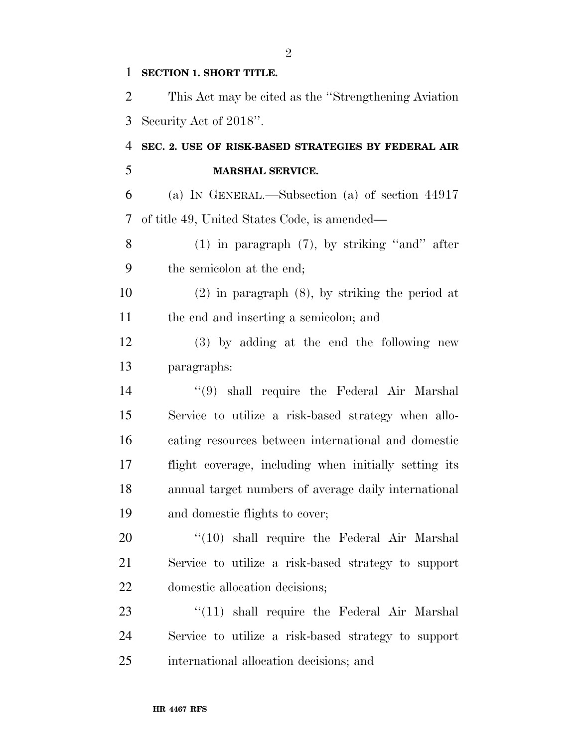**SECTION 1. SHORT TITLE.**

This Act may be cited as the "Strengthening Aviation Security Act of 2018".

**SEC. 2. USE OF RISK-BASED STRATEGIES BY FEDERAL AIR MARSHAL SERVICE.**

(a) IN GENERAL.—Subsection (a) of section 44917 of title 49, United States Code, is amended—

(1) in paragraph (7), by striking "and" after the semicolon at the end;

(2) in paragraph (8), by striking the period at the end and inserting a semicolon; and

(3) by adding at the end the following new paragraphs:

"(9) shall require the Federal Air Marshal Service to utilize a risk-based strategy when allocating resources between international and domestic flight coverage, including when initially setting its annual target numbers of average daily international and domestic flights to cover;

"(10) shall require the Federal Air Marshal Service to utilize a risk-based strategy to support domestic allocation decisions;

"(11) shall require the Federal Air Marshal Service to utilize a risk-based strategy to support international allocation decisions; and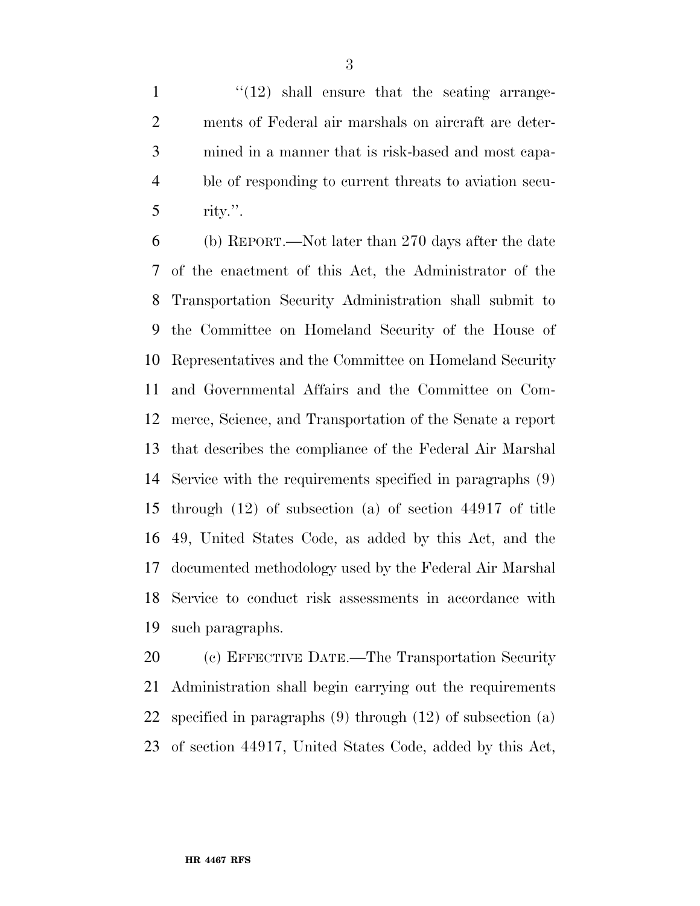"(12) shall ensure that the seating arrangements of Federal air marshals on aircraft are determined in a manner that is risk-based and most capable of responding to current threats to aviation security.".

(b) REPORT.—Not later than 270 days after the date of the enactment of this Act, the Administrator of the Transportation Security Administration shall submit to the Committee on Homeland Security of the House of Representatives and the Committee on Homeland Security and Governmental Affairs and the Committee on Commerce, Science, and Transportation of the Senate a report that describes the compliance of the Federal Air Marshal Service with the requirements specified in paragraphs (9) through (12) of subsection (a) of section 44917 of title 49, United States Code, as added by this Act, and the documented methodology used by the Federal Air Marshal Service to conduct risk assessments in accordance with such paragraphs.

(c) EFFECTIVE DATE.—The Transportation Security Administration shall begin carrying out the requirements specified in paragraphs (9) through (12) of subsection (a) of section 44917, United States Code, added by this Act,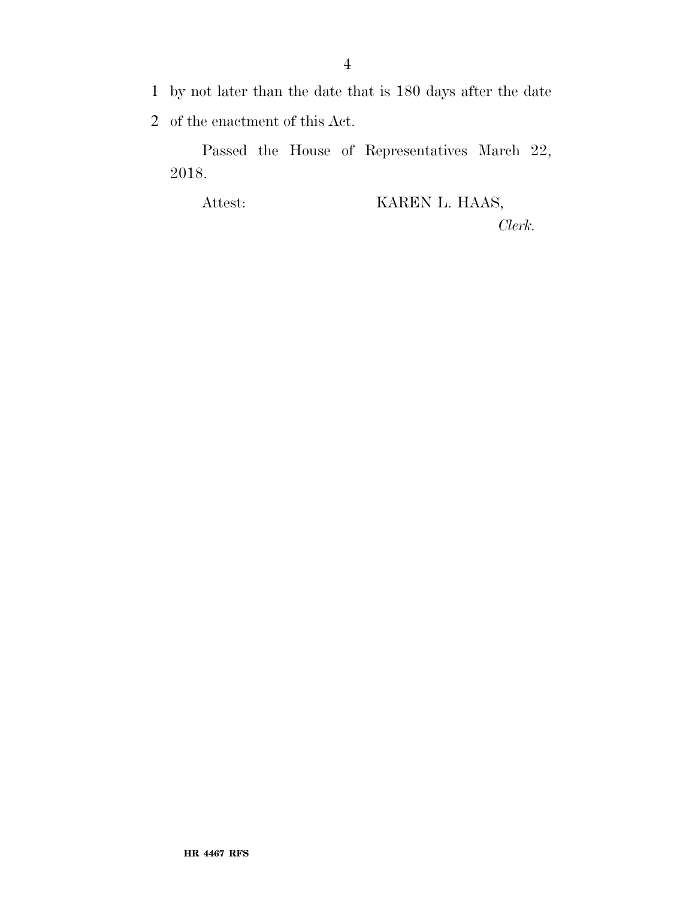by not later than the date that is 180 days after the date of the enactment of this Act.

Passed the House of Representatives March 22, 2018.

Attest: KAREN L. HAAS,

*Clerk.*